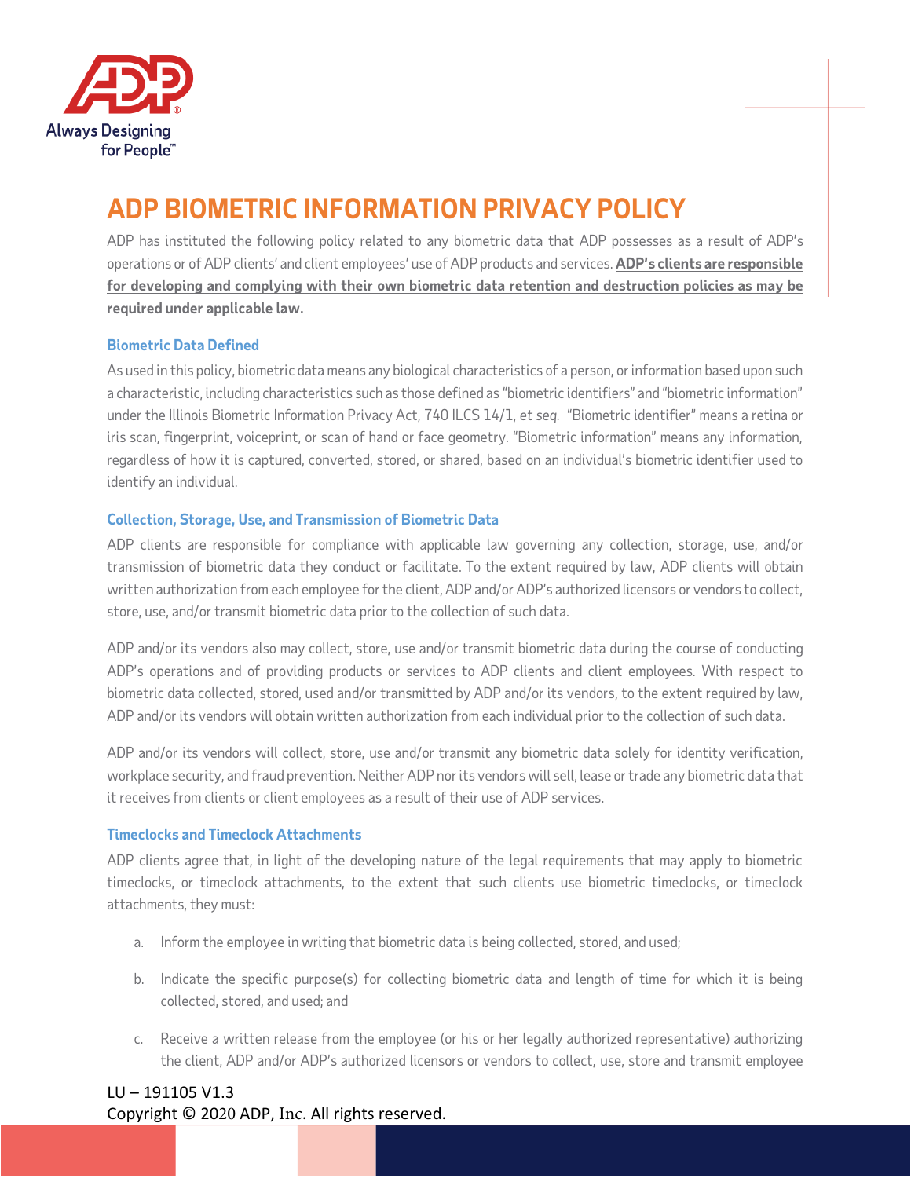# ADP BIOMETRIC INFORMATION PRIVACY POLICY

ADP has instituted the following policy related to any biometric data that ADP possesses as a result of ADP's operations or of ADP clients' and client employees' use of ADP products and services. **ADP's clients are responsible for developing and complying with their own biometric data retention and destruction policies as may be required under applicable law.**

### Biometric Data Defined

As used in this policy, biometric data means any biological characteristics of a person, or information based upon such a characteristic, including characteristics such as those defined as "biometric identifiers" and "biometric information" under the Illinois Biometric Information Privacy Act, 740 ILCS 14/1, *et seq.* "Biometric identifier" means a retina or iris scan, fingerprint, voiceprint, or scan of hand or face geometry. "Biometric information" means any information, regardless of how it is captured, converted, stored, or shared, based on an individual's biometric identifier used to identify an individual.

### Collection, Storage, Use, and Transmission of Biometric Data

ADP clients are responsible for compliance with applicable law governing any collection, storage, use, and/or transmission of biometric data they conduct or facilitate. To the extent required by law, ADP clients will obtain written authorization from each employee for the client, ADP and/or ADP's authorized licensors or vendors to collect, store, use, and/or transmit biometric data prior to the collection of such data.

ADP and/or its vendors also may collect, store, use and/or transmit biometric data during the course of conducting ADP's operations and of providing products or services to ADP clients and client employees. With respect to biometric data collected, stored, used and/or transmitted by ADP and/or its vendors, to the extent required by law, ADP and/or its vendors will obtain written authorization from each individual prior to the collection of such data.

ADP and/or its vendors will collect, store, use and/or transmit any biometric data solely for identity verification, workplace security, and fraud prevention. Neither ADP nor its vendors will sell, lease or trade any biometric data that it receives from clients or client employees as a result of their use of ADP services.

### Timeclocks and Timeclock Attachments

ADP clients agree that, in light of the developing nature of the legal requirements that may apply to biometric timeclocks, or timeclock attachments, to the extent that such clients use biometric timeclocks, or timeclock attachments, they must:

a. Inform the employee in writing that biometric data is being collected, stored, and used;

b. Indicate the specific purpose(s) for collecting biometric data and length of time for which it is being collected, stored, and used; and

c. Receive a written release from the employee (or his or her legally authorized representative) authorizing the client, ADP and/or ADP's authorized licensors or vendors to collect, use, store and transmit employee

LU – 191105 V1.3
Copyright © 2020 ADP, Inc. All rights reserved.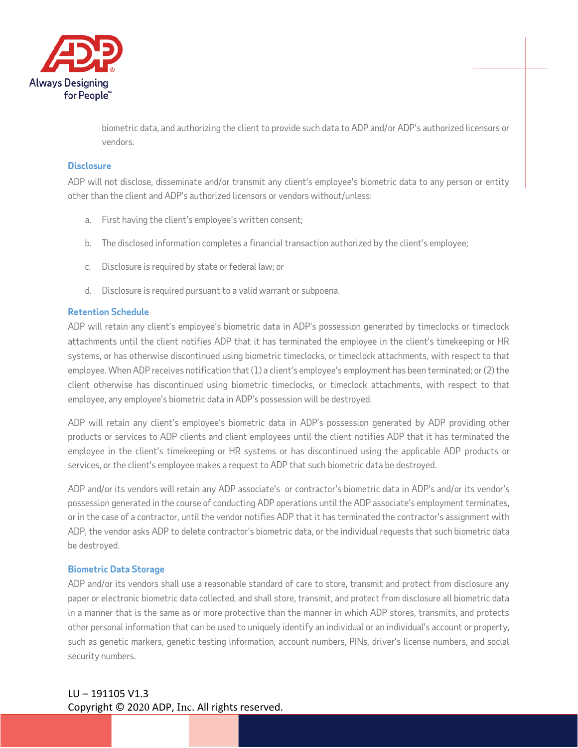biometric data, and authorizing the client to provide such data to ADP and/or ADP's authorized licensors or vendors.

### Disclosure

ADP will not disclose, disseminate and/or transmit any client's employee's biometric data to any person or entity other than the client and ADP's authorized licensors or vendors without/unless:

a. First having the client's employee's written consent;

b. The disclosed information completes a financial transaction authorized by the client's employee;

c. Disclosure is required by state or federal law; or

d. Disclosure is required pursuant to a valid warrant or subpoena.

### Retention Schedule

ADP will retain any client's employee's biometric data in ADP's possession generated by timeclocks or timeclock attachments until the client notifies ADP that it has terminated the employee in the client's timekeeping or HR systems, or has otherwise discontinued using biometric timeclocks, or timeclock attachments, with respect to that employee. When ADP receives notification that (1) a client's employee's employment has been terminated; or (2) the client otherwise has discontinued using biometric timeclocks, or timeclock attachments, with respect to that employee, any employee's biometric data in ADP's possession will be destroyed.

ADP will retain any client's employee's biometric data in ADP's possession generated by ADP providing other products or services to ADP clients and client employees until the client notifies ADP that it has terminated the employee in the client's timekeeping or HR systems or has discontinued using the applicable ADP products or services, or the client's employee makes a request to ADP that such biometric data be destroyed.

ADP and/or its vendors will retain any ADP associate's or contractor's biometric data in ADP's and/or its vendor's possession generated in the course of conducting ADP operations until the ADP associate's employment terminates, or in the case of a contractor, until the vendor notifies ADP that it has terminated the contractor's assignment with ADP, the vendor asks ADP to delete contractor's biometric data, or the individual requests that such biometric data be destroyed.

### Biometric Data Storage

ADP and/or its vendors shall use a reasonable standard of care to store, transmit and protect from disclosure any paper or electronic biometric data collected, and shall store, transmit, and protect from disclosure all biometric data in a manner that is the same as or more protective than the manner in which ADP stores, transmits, and protects other personal information that can be used to uniquely identify an individual or an individual's account or property, such as genetic markers, genetic testing information, account numbers, PINs, driver's license numbers, and social security numbers.